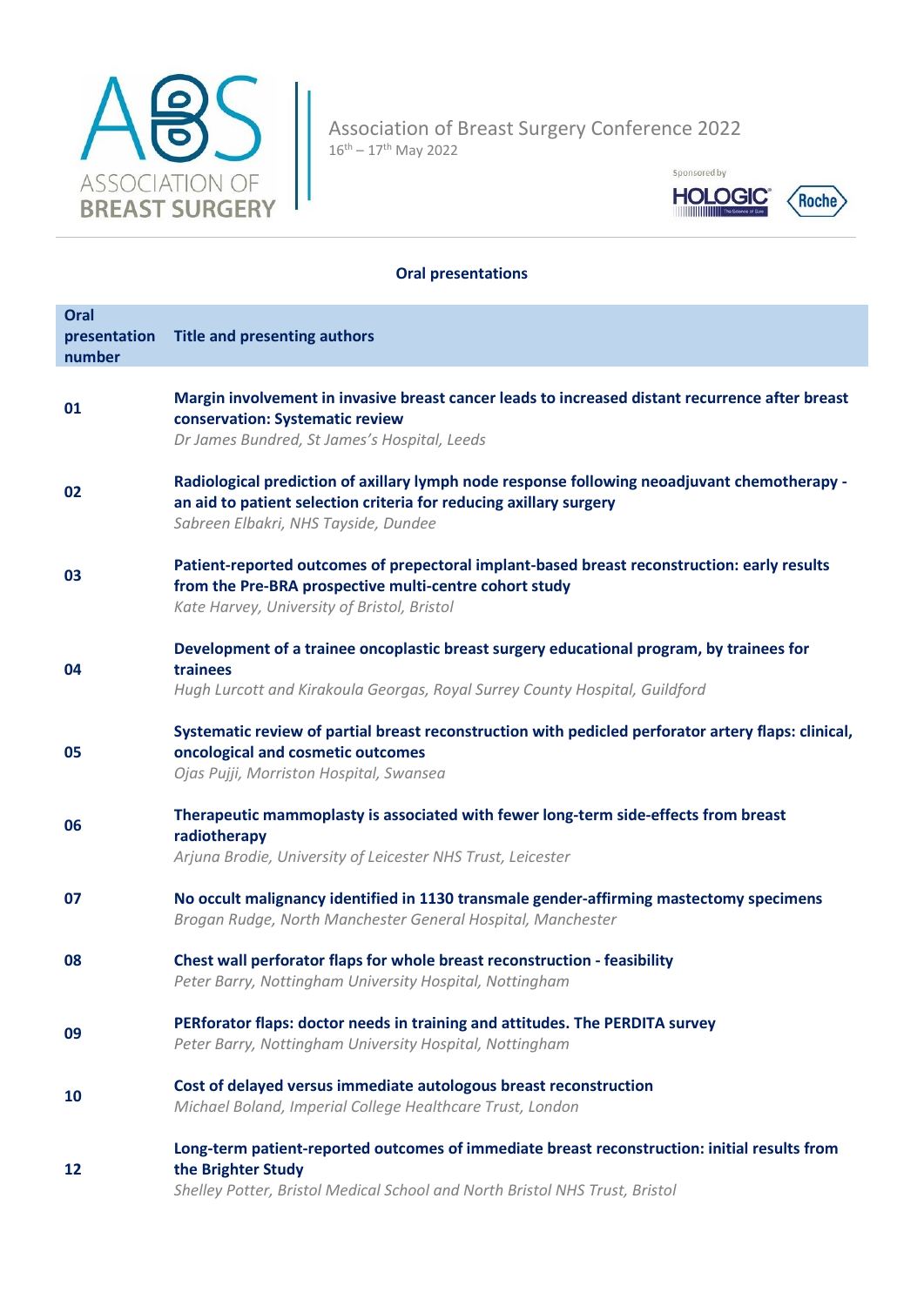ASSOCIATION OF BREAST SURGERY

Association of Breast Surgery Conference 2022

16th – 17th May 2022

Sponsored by HOLOGIC Roche

## Oral presentations

| Oral presentation number | Title and presenting authors |
|---|---|
| 01 | **Margin involvement in invasive breast cancer leads to increased distant recurrence after breast conservation: Systematic review**<br>*Dr James Bundred, St James's Hospital, Leeds* |
| 02 | **Radiological prediction of axillary lymph node response following neoadjuvant chemotherapy - an aid to patient selection criteria for reducing axillary surgery**<br>*Sabreen Elbakri, NHS Tayside, Dundee* |
| 03 | **Patient-reported outcomes of prepectoral implant-based breast reconstruction: early results from the Pre-BRA prospective multi-centre cohort study**<br>*Kate Harvey, University of Bristol, Bristol* |
| 04 | **Development of a trainee oncoplastic breast surgery educational program, by trainees for trainees**<br>*Hugh Lurcott and Kirakoula Georgas, Royal Surrey County Hospital, Guildford* |
| 05 | **Systematic review of partial breast reconstruction with pedicled perforator artery flaps: clinical, oncological and cosmetic outcomes**<br>*Ojas Pujji, Morriston Hospital, Swansea* |
| 06 | **Therapeutic mammoplasty is associated with fewer long-term side-effects from breast radiotherapy**<br>*Arjuna Brodie, University of Leicester NHS Trust, Leicester* |
| 07 | **No occult malignancy identified in 1130 transmale gender-affirming mastectomy specimens**<br>*Brogan Rudge, North Manchester General Hospital, Manchester* |
| 08 | **Chest wall perforator flaps for whole breast reconstruction - feasibility**<br>*Peter Barry, Nottingham University Hospital, Nottingham* |
| 09 | **PERforator flaps: doctor needs in training and attitudes. The PERDITA survey**<br>*Peter Barry, Nottingham University Hospital, Nottingham* |
| 10 | **Cost of delayed versus immediate autologous breast reconstruction**<br>*Michael Boland, Imperial College Healthcare Trust, London* |
| 12 | **Long-term patient-reported outcomes of immediate breast reconstruction: initial results from the Brighter Study**<br>*Shelley Potter, Bristol Medical School and North Bristol NHS Trust, Bristol* |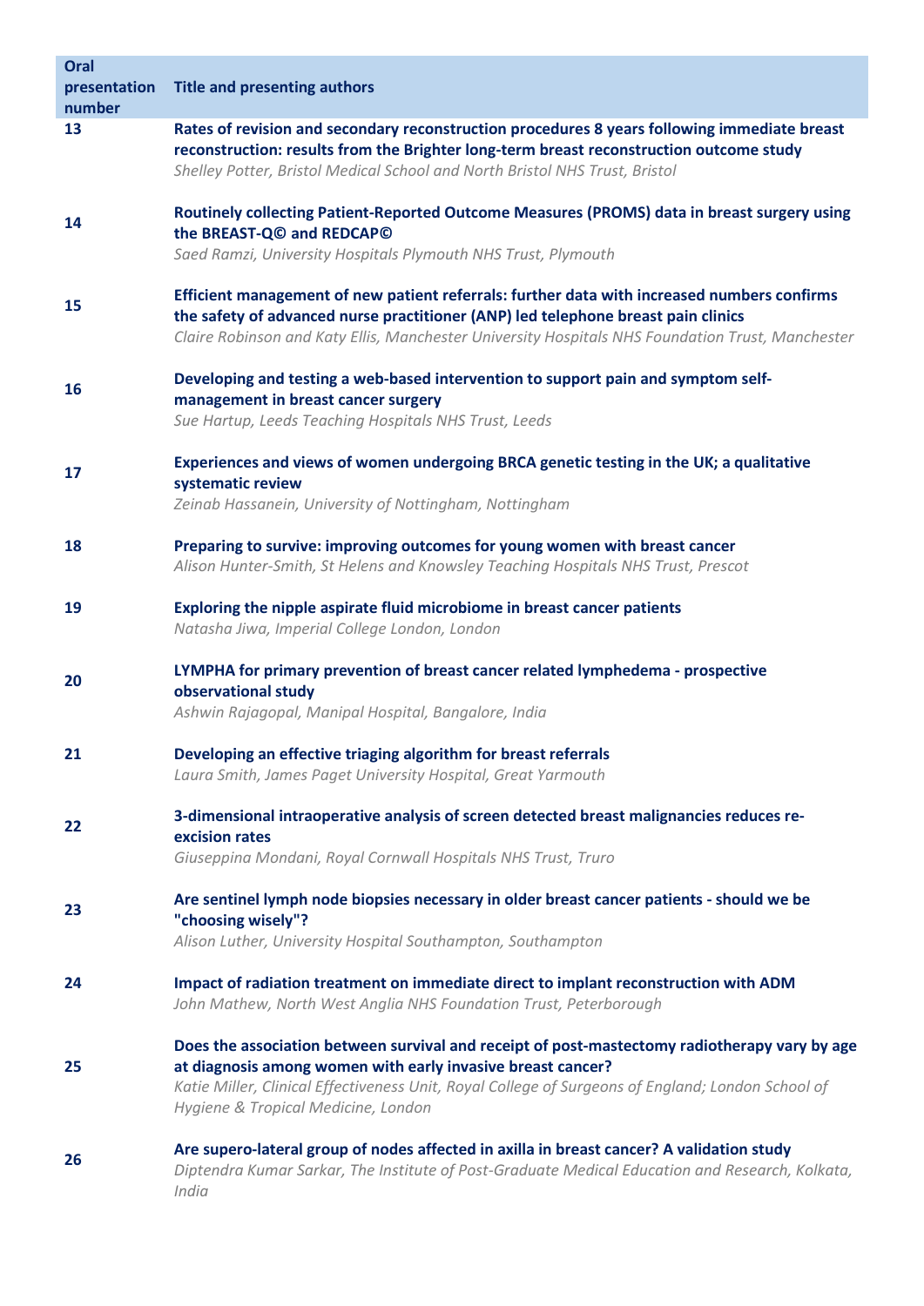| Oral presentation number | Title and presenting authors |
| --- | --- |
| 13 | **Rates of revision and secondary reconstruction procedures 8 years following immediate breast reconstruction: results from the Brighter long-term breast reconstruction outcome study**<br>*Shelley Potter, Bristol Medical School and North Bristol NHS Trust, Bristol* |
| 14 | **Routinely collecting Patient-Reported Outcome Measures (PROMS) data in breast surgery using the BREAST-Q© and REDCAP©**<br>*Saed Ramzi, University Hospitals Plymouth NHS Trust, Plymouth* |
| 15 | **Efficient management of new patient referrals: further data with increased numbers confirms the safety of advanced nurse practitioner (ANP) led telephone breast pain clinics**<br>*Claire Robinson and Katy Ellis, Manchester University Hospitals NHS Foundation Trust, Manchester* |
| 16 | **Developing and testing a web-based intervention to support pain and symptom self-management in breast cancer surgery**<br>*Sue Hartup, Leeds Teaching Hospitals NHS Trust, Leeds* |
| 17 | **Experiences and views of women undergoing BRCA genetic testing in the UK; a qualitative systematic review**<br>*Zeinab Hassanein, University of Nottingham, Nottingham* |
| 18 | **Preparing to survive: improving outcomes for young women with breast cancer**<br>*Alison Hunter-Smith, St Helens and Knowsley Teaching Hospitals NHS Trust, Prescot* |
| 19 | **Exploring the nipple aspirate fluid microbiome in breast cancer patients**<br>*Natasha Jiwa, Imperial College London, London* |
| 20 | **LYMPHA for primary prevention of breast cancer related lymphedema - prospective observational study**<br>*Ashwin Rajagopal, Manipal Hospital, Bangalore, India* |
| 21 | **Developing an effective triaging algorithm for breast referrals**<br>*Laura Smith, James Paget University Hospital, Great Yarmouth* |
| 22 | **3-dimensional intraoperative analysis of screen detected breast malignancies reduces re-excision rates**<br>*Giuseppina Mondani, Royal Cornwall Hospitals NHS Trust, Truro* |
| 23 | **Are sentinel lymph node biopsies necessary in older breast cancer patients - should we be "choosing wisely"?**<br>*Alison Luther, University Hospital Southampton, Southampton* |
| 24 | **Impact of radiation treatment on immediate direct to implant reconstruction with ADM**<br>*John Mathew, North West Anglia NHS Foundation Trust, Peterborough* |
| 25 | **Does the association between survival and receipt of post-mastectomy radiotherapy vary by age at diagnosis among women with early invasive breast cancer?**<br>*Katie Miller, Clinical Effectiveness Unit, Royal College of Surgeons of England; London School of Hygiene & Tropical Medicine, London* |
| 26 | **Are supero-lateral group of nodes affected in axilla in breast cancer? A validation study**<br>*Diptendra Kumar Sarkar, The Institute of Post-Graduate Medical Education and Research, Kolkata, India* |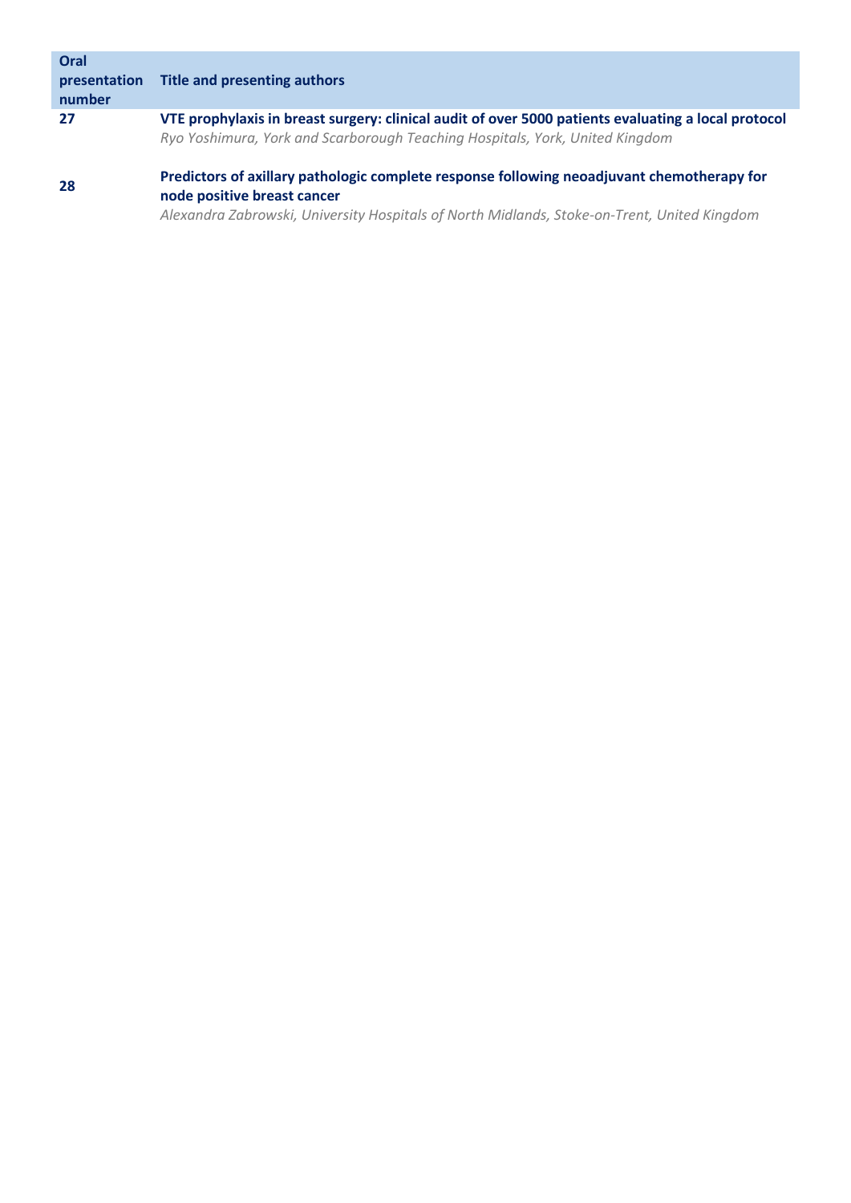| Oral presentation number | Title and presenting authors |
|---|---|
| **27** | **VTE prophylaxis in breast surgery: clinical audit of over 5000 patients evaluating a local protocol**<br>*Ryo Yoshimura, York and Scarborough Teaching Hospitals, York, United Kingdom* |
| **28** | **Predictors of axillary pathologic complete response following neoadjuvant chemotherapy for node positive breast cancer**<br>*Alexandra Zabrowski, University Hospitals of North Midlands, Stoke-on-Trent, United Kingdom* |